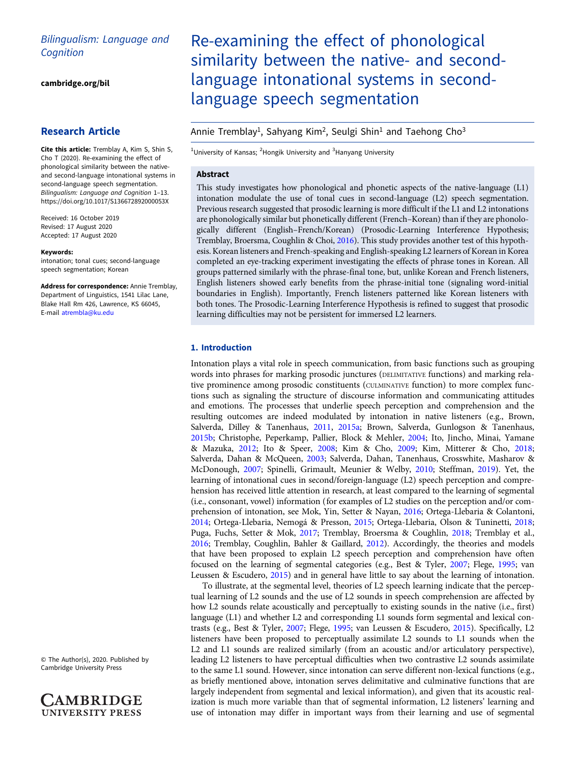Bilingualism: Language and Cognition

cambridge.org/bil

## Research Article

**Cite this article:** Tremblay A, Kim S, Shin S, Cho T (2020). Re-examining the effect of phonological similarity between the native- and second-language intonational systems in second-language speech segmentation. *Bilingualism: Language and Cognition* 1–13. https://doi.org/10.1017/S136672892000053X

Received: 16 October 2019
Revised: 17 August 2020
Accepted: 17 August 2020

**Keywords:**
intonation; tonal cues; second-language speech segmentation; Korean

**Address for correspondence:** Annie Tremblay, Department of Linguistics, 1541 Lilac Lane, Blake Hall Rm 426, Lawrence, KS 66045, E-mail atrembla@ku.edu

© The Author(s), 2020. Published by Cambridge University Press

# Re-examining the effect of phonological similarity between the native- and second-language intonational systems in second-language speech segmentation

Annie Tremblay[1], Sahyang Kim[2], Seulgi Shin[1] and Taehong Cho[3]

[1]University of Kansas; [2]Hongik University and [3]Hanyang University

### Abstract

This study investigates how phonological and phonetic aspects of the native-language (L1) intonation modulate the use of tonal cues in second-language (L2) speech segmentation. Previous research suggested that prosodic learning is more difficult if the L1 and L2 intonations are phonologically similar but phonetically different (French–Korean) than if they are phonologically different (English–French/Korean) (Prosodic-Learning Interference Hypothesis; Tremblay, Broersma, Coughlin & Choi, 2016). This study provides another test of this hypothesis. Korean listeners and French-speaking and English-speaking L2 learners of Korean in Korea completed an eye-tracking experiment investigating the effects of phrase tones in Korean. All groups patterned similarly with the phrase-final tone, but, unlike Korean and French listeners, English listeners showed early benefits from the phrase-initial tone (signaling word-initial boundaries in English). Importantly, French listeners patterned like Korean listeners with both tones. The Prosodic-Learning Interference Hypothesis is refined to suggest that prosodic learning difficulties may not be persistent for immersed L2 learners.

## 1. Introduction

Intonation plays a vital role in speech communication, from basic functions such as grouping words into phrases for marking prosodic junctures (DELIMITATIVE functions) and marking relative prominence among prosodic constituents (CULMINATIVE function) to more complex functions such as signaling the structure of discourse information and communicating attitudes and emotions. The processes that underlie speech perception and comprehension and the resulting outcomes are indeed modulated by intonation in native listeners (e.g., Brown, Salverda, Dilley & Tanenhaus, 2011, 2015a; Brown, Salverda, Gunlogson & Tanenhaus, 2015b; Christophe, Peperkamp, Pallier, Block & Mehler, 2004; Ito, Jincho, Minai, Yamane & Mazuka, 2012; Ito & Speer, 2008; Kim & Cho, 2009; Kim, Mitterer & Cho, 2018; Salverda, Dahan & McQueen, 2003; Salverda, Dahan, Tanenhaus, Crosswhite, Masharov & McDonough, 2007; Spinelli, Grimault, Meunier & Welby, 2010; Steffman, 2019). Yet, the learning of intonational cues in second/foreign-language (L2) speech perception and comprehension has received little attention in research, at least compared to the learning of segmental (i.e., consonant, vowel) information (for examples of L2 studies on the perception and/or comprehension of intonation, see Mok, Yin, Setter & Nayan, 2016; Ortega-Llebaria & Colantoni, 2014; Ortega-Llebaria, Nemogá & Presson, 2015; Ortega-Llebaria, Olson & Tuninetti, 2018; Puga, Fuchs, Setter & Mok, 2017; Tremblay, Broersma & Coughlin, 2018; Tremblay et al., 2016; Tremblay, Coughlin, Bahler & Gaillard, 2012). Accordingly, the theories and models that have been proposed to explain L2 speech perception and comprehension have often focused on the learning of segmental categories (e.g., Best & Tyler, 2007; Flege, 1995; van Leussen & Escudero, 2015) and in general have little to say about the learning of intonation.

To illustrate, at the segmental level, theories of L2 speech learning indicate that the perceptual learning of L2 sounds and the use of L2 sounds in speech comprehension are affected by how L2 sounds relate acoustically and perceptually to existing sounds in the native (i.e., first) language (L1) and whether L2 and corresponding L1 sounds form segmental and lexical contrasts (e.g., Best & Tyler, 2007; Flege, 1995; van Leussen & Escudero, 2015). Specifically, L2 listeners have been proposed to perceptually assimilate L2 sounds to L1 sounds when the L2 and L1 sounds are realized similarly (from an acoustic and/or articulatory perspective), leading L2 listeners to have perceptual difficulties when two contrastive L2 sounds assimilate to the same L1 sound. However, since intonation can serve different non-lexical functions (e.g., as briefly mentioned above, intonation serves delimitative and culminative functions that are largely independent from segmental and lexical information), and given that its acoustic realization is much more variable than that of segmental information, L2 listeners' learning and use of intonation may differ in important ways from their learning and use of segmental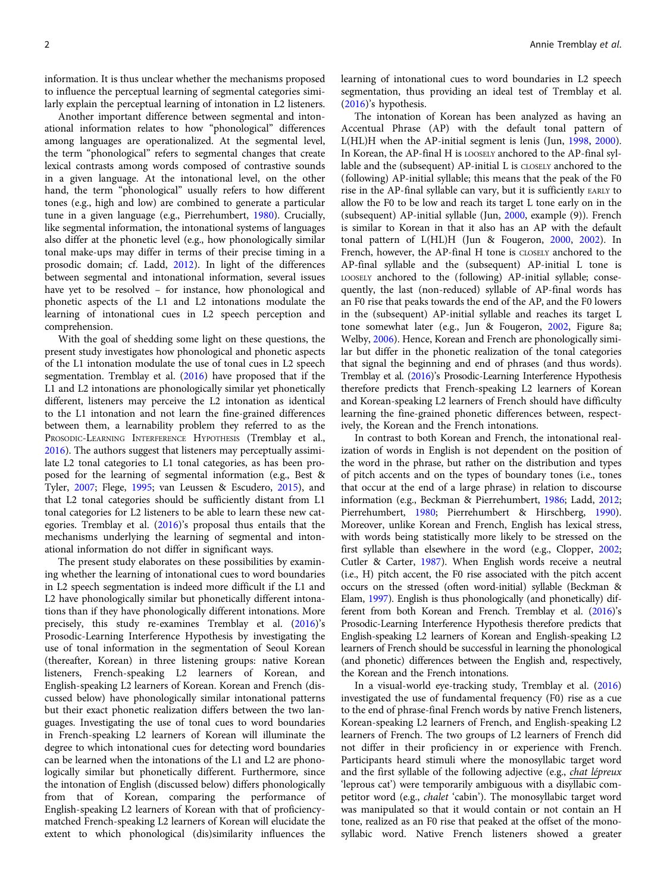information. It is thus unclear whether the mechanisms proposed to influence the perceptual learning of segmental categories similarly explain the perceptual learning of intonation in L2 listeners.

Another important difference between segmental and intonational information relates to how "phonological" differences among languages are operationalized. At the segmental level, the term "phonological" refers to segmental changes that create lexical contrasts among words composed of contrastive sounds in a given language. At the intonational level, on the other hand, the term "phonological" usually refers to how different tones (e.g., high and low) are combined to generate a particular tune in a given language (e.g., Pierrehumbert, 1980). Crucially, like segmental information, the intonational systems of languages also differ at the phonetic level (e.g., how phonologically similar tonal make-ups may differ in terms of their precise timing in a prosodic domain; cf. Ladd, 2012). In light of the differences between segmental and intonational information, several issues have yet to be resolved – for instance, how phonological and phonetic aspects of the L1 and L2 intonations modulate the learning of intonational cues in L2 speech perception and comprehension.

With the goal of shedding some light on these questions, the present study investigates how phonological and phonetic aspects of the L1 intonation modulate the use of tonal cues in L2 speech segmentation. Tremblay et al. (2016) have proposed that if the L1 and L2 intonations are phonologically similar yet phonetically different, listeners may perceive the L2 intonation as identical to the L1 intonation and not learn the fine-grained differences between them, a learnability problem they referred to as the Prosodic-Learning Interference Hypothesis (Tremblay et al., 2016). The authors suggest that listeners may perceptually assimilate L2 tonal categories to L1 tonal categories, as has been proposed for the learning of segmental information (e.g., Best & Tyler, 2007; Flege, 1995; van Leussen & Escudero, 2015), and that L2 tonal categories should be sufficiently distant from L1 tonal categories for L2 listeners to be able to learn these new categories. Tremblay et al. (2016)'s proposal thus entails that the mechanisms underlying the learning of segmental and intonational information do not differ in significant ways.

The present study elaborates on these possibilities by examining whether the learning of intonational cues to word boundaries in L2 speech segmentation is indeed more difficult if the L1 and L2 have phonologically similar but phonetically different intonations than if they have phonologically different intonations. More precisely, this study re-examines Tremblay et al. (2016)'s Prosodic-Learning Interference Hypothesis by investigating the use of tonal information in the segmentation of Seoul Korean (thereafter, Korean) in three listening groups: native Korean listeners, French-speaking L2 learners of Korean, and English-speaking L2 learners of Korean. Korean and French (discussed below) have phonologically similar intonational patterns but their exact phonetic realization differs between the two languages. Investigating the use of tonal cues to word boundaries in French-speaking L2 learners of Korean will illuminate the degree to which intonational cues for detecting word boundaries can be learned when the intonations of the L1 and L2 are phonologically similar but phonetically different. Furthermore, since the intonation of English (discussed below) differs phonologically from that of Korean, comparing the performance of English-speaking L2 learners of Korean with that of proficiency-matched French-speaking L2 learners of Korean will elucidate the extent to which phonological (dis)similarity influences the learning of intonational cues to word boundaries in L2 speech segmentation, thus providing an ideal test of Tremblay et al. (2016)'s hypothesis.

The intonation of Korean has been analyzed as having an Accentual Phrase (AP) with the default tonal pattern of L(HL)H when the AP-initial segment is lenis (Jun, 1998, 2000). In Korean, the AP-final H is loosely anchored to the AP-final syllable and the (subsequent) AP-initial L is closely anchored to the (following) AP-initial syllable; this means that the peak of the F0 rise in the AP-final syllable can vary, but it is sufficiently early to allow the F0 to be low and reach its target L tone early on in the (subsequent) AP-initial syllable (Jun, 2000, example (9)). French is similar to Korean in that it also has an AP with the default tonal pattern of L(HL)H (Jun & Fougeron, 2000, 2002). In French, however, the AP-final H tone is closely anchored to the AP-final syllable and the (subsequent) AP-initial L tone is loosely anchored to the (following) AP-initial syllable; consequently, the last (non-reduced) syllable of AP-final words has an F0 rise that peaks towards the end of the AP, and the F0 lowers in the (subsequent) AP-initial syllable and reaches its target L tone somewhat later (e.g., Jun & Fougeron, 2002, Figure 8a; Welby, 2006). Hence, Korean and French are phonologically similar but differ in the phonetic realization of the tonal categories that signal the beginning and end of phrases (and thus words). Tremblay et al. (2016)'s Prosodic-Learning Interference Hypothesis therefore predicts that French-speaking L2 learners of Korean and Korean-speaking L2 learners of French should have difficulty learning the fine-grained phonetic differences between, respectively, the Korean and the French intonations.

In contrast to both Korean and French, the intonational realization of words in English is not dependent on the position of the word in the phrase, but rather on the distribution and types of pitch accents and on the types of boundary tones (i.e., tones that occur at the end of a large phrase) in relation to discourse information (e.g., Beckman & Pierrehumbert, 1986; Ladd, 2012; Pierrehumbert, 1980; Pierrehumbert & Hirschberg, 1990). Moreover, unlike Korean and French, English has lexical stress, with words being statistically more likely to be stressed on the first syllable than elsewhere in the word (e.g., Clopper, 2002; Cutler & Carter, 1987). When English words receive a neutral (i.e., H) pitch accent, the F0 rise associated with the pitch accent occurs on the stressed (often word-initial) syllable (Beckman & Elam, 1997). English is thus phonologically (and phonetically) different from both Korean and French. Tremblay et al. (2016)'s Prosodic-Learning Interference Hypothesis therefore predicts that English-speaking L2 learners of Korean and English-speaking L2 learners of French should be successful in learning the phonological (and phonetic) differences between the English and, respectively, the Korean and the French intonations.

In a visual-world eye-tracking study, Tremblay et al. (2016) investigated the use of fundamental frequency (F0) rise as a cue to the end of phrase-final French words by native French listeners, Korean-speaking L2 learners of French, and English-speaking L2 learners of French. The two groups of L2 learners of French did not differ in their proficiency in or experience with French. Participants heard stimuli where the monosyllabic target word and the first syllable of the following adjective (e.g., <u>*chat lé*</u>*preux* 'leprous cat') were temporarily ambiguous with a disyllabic competitor word (e.g., *chalet* 'cabin'). The monosyllabic target word was manipulated so that it would contain or not contain an H tone, realized as an F0 rise that peaked at the offset of the monosyllabic word. Native French listeners showed a greater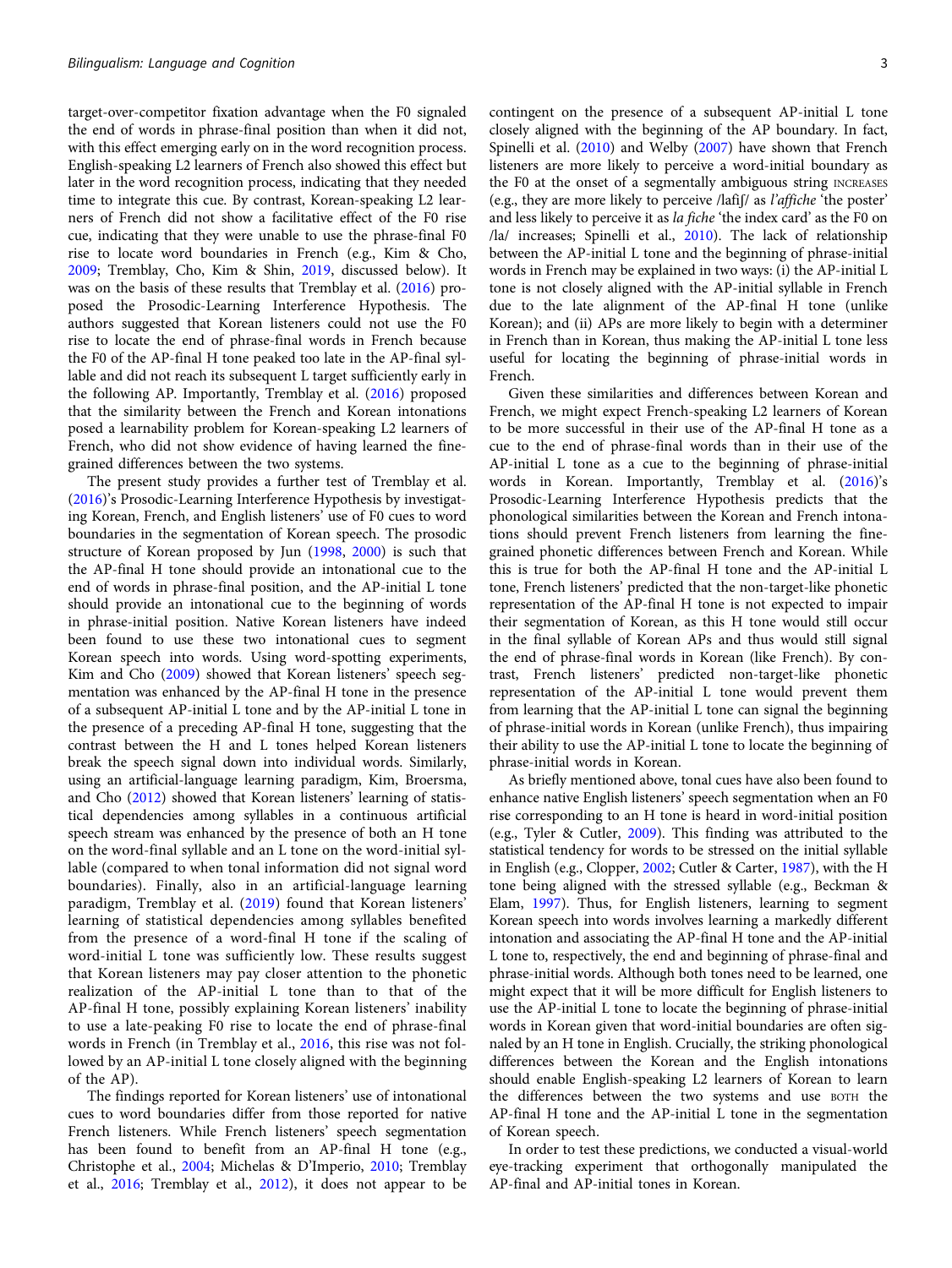target-over-competitor fixation advantage when the F0 signaled the end of words in phrase-final position than when it did not, with this effect emerging early on in the word recognition process. English-speaking L2 learners of French also showed this effect but later in the word recognition process, indicating that they needed time to integrate this cue. By contrast, Korean-speaking L2 learners of French did not show a facilitative effect of the F0 rise cue, indicating that they were unable to use the phrase-final F0 rise to locate word boundaries in French (e.g., Kim & Cho, 2009; Tremblay, Cho, Kim & Shin, 2019, discussed below). It was on the basis of these results that Tremblay et al. (2016) proposed the Prosodic-Learning Interference Hypothesis. The authors suggested that Korean listeners could not use the F0 rise to locate the end of phrase-final words in French because the F0 of the AP-final H tone peaked too late in the AP-final syllable and did not reach its subsequent L target sufficiently early in the following AP. Importantly, Tremblay et al. (2016) proposed that the similarity between the French and Korean intonations posed a learnability problem for Korean-speaking L2 learners of French, who did not show evidence of having learned the fine-grained differences between the two systems.

The present study provides a further test of Tremblay et al. (2016)'s Prosodic-Learning Interference Hypothesis by investigating Korean, French, and English listeners' use of F0 cues to word boundaries in the segmentation of Korean speech. The prosodic structure of Korean proposed by Jun (1998, 2000) is such that the AP-final H tone should provide an intonational cue to the end of words in phrase-final position, and the AP-initial L tone should provide an intonational cue to the beginning of words in phrase-initial position. Native Korean listeners have indeed been found to use these two intonational cues to segment Korean speech into words. Using word-spotting experiments, Kim and Cho (2009) showed that Korean listeners' speech segmentation was enhanced by the AP-final H tone in the presence of a subsequent AP-initial L tone and by the AP-initial L tone in the presence of a preceding AP-final H tone, suggesting that the contrast between the H and L tones helped Korean listeners break the speech signal down into individual words. Similarly, using an artificial-language learning paradigm, Kim, Broersma, and Cho (2012) showed that Korean listeners' learning of statistical dependencies among syllables in a continuous artificial speech stream was enhanced by the presence of both an H tone on the word-final syllable and an L tone on the word-initial syllable (compared to when tonal information did not signal word boundaries). Finally, also in an artificial-language learning paradigm, Tremblay et al. (2019) found that Korean listeners' learning of statistical dependencies among syllables benefited from the presence of a word-final H tone if the scaling of word-initial L tone was sufficiently low. These results suggest that Korean listeners may pay closer attention to the phonetic realization of the AP-initial L tone than to that of the AP-final H tone, possibly explaining Korean listeners' inability to use a late-peaking F0 rise to locate the end of phrase-final words in French (in Tremblay et al., 2016, this rise was not followed by an AP-initial L tone closely aligned with the beginning of the AP).

The findings reported for Korean listeners' use of intonational cues to word boundaries differ from those reported for native French listeners. While French listeners' speech segmentation has been found to benefit from an AP-final H tone (e.g., Christophe et al., 2004; Michelas & D'Imperio, 2010; Tremblay et al., 2016; Tremblay et al., 2012), it does not appear to be contingent on the presence of a subsequent AP-initial L tone closely aligned with the beginning of the AP boundary. In fact, Spinelli et al. (2010) and Welby (2007) have shown that French listeners are more likely to perceive a word-initial boundary as the F0 at the onset of a segmentally ambiguous string INCREASES (e.g., they are more likely to perceive /lafiʃ/ as *l'affiche* 'the poster' and less likely to perceive it as *la fiche* 'the index card' as the F0 on /la/ increases; Spinelli et al., 2010). The lack of relationship between the AP-initial L tone and the beginning of phrase-initial words in French may be explained in two ways: (i) the AP-initial L tone is not closely aligned with the AP-initial syllable in French due to the late alignment of the AP-final H tone (unlike Korean); and (ii) APs are more likely to begin with a determiner in French than in Korean, thus making the AP-initial L tone less useful for locating the beginning of phrase-initial words in French.

Given these similarities and differences between Korean and French, we might expect French-speaking L2 learners of Korean to be more successful in their use of the AP-final H tone as a cue to the end of phrase-final words than in their use of the AP-initial L tone as a cue to the beginning of phrase-initial words in Korean. Importantly, Tremblay et al. (2016)'s Prosodic-Learning Interference Hypothesis predicts that the phonological similarities between the Korean and French intonations should prevent French listeners from learning the fine-grained phonetic differences between French and Korean. While this is true for both the AP-final H tone and the AP-initial L tone, French listeners' predicted that the non-target-like phonetic representation of the AP-final H tone is not expected to impair their segmentation of Korean, as this H tone would still occur in the final syllable of Korean APs and thus would still signal the end of phrase-final words in Korean (like French). By contrast, French listeners' predicted non-target-like phonetic representation of the AP-initial L tone would prevent them from learning that the AP-initial L tone can signal the beginning of phrase-initial words in Korean (unlike French), thus impairing their ability to use the AP-initial L tone to locate the beginning of phrase-initial words in Korean.

As briefly mentioned above, tonal cues have also been found to enhance native English listeners' speech segmentation when an F0 rise corresponding to an H tone is heard in word-initial position (e.g., Tyler & Cutler, 2009). This finding was attributed to the statistical tendency for words to be stressed on the initial syllable in English (e.g., Clopper, 2002; Cutler & Carter, 1987), with the H tone being aligned with the stressed syllable (e.g., Beckman & Elam, 1997). Thus, for English listeners, learning to segment Korean speech into words involves learning a markedly different intonation and associating the AP-final H tone and the AP-initial L tone to, respectively, the end and beginning of phrase-final and phrase-initial words. Although both tones need to be learned, one might expect that it will be more difficult for English listeners to use the AP-initial L tone to locate the beginning of phrase-initial words in Korean given that word-initial boundaries are often signaled by an H tone in English. Crucially, the striking phonological differences between the Korean and the English intonations should enable English-speaking L2 learners of Korean to learn the differences between the two systems and use BOTH the AP-final H tone and the AP-initial L tone in the segmentation of Korean speech.

In order to test these predictions, we conducted a visual-world eye-tracking experiment that orthogonally manipulated the AP-final and AP-initial tones in Korean.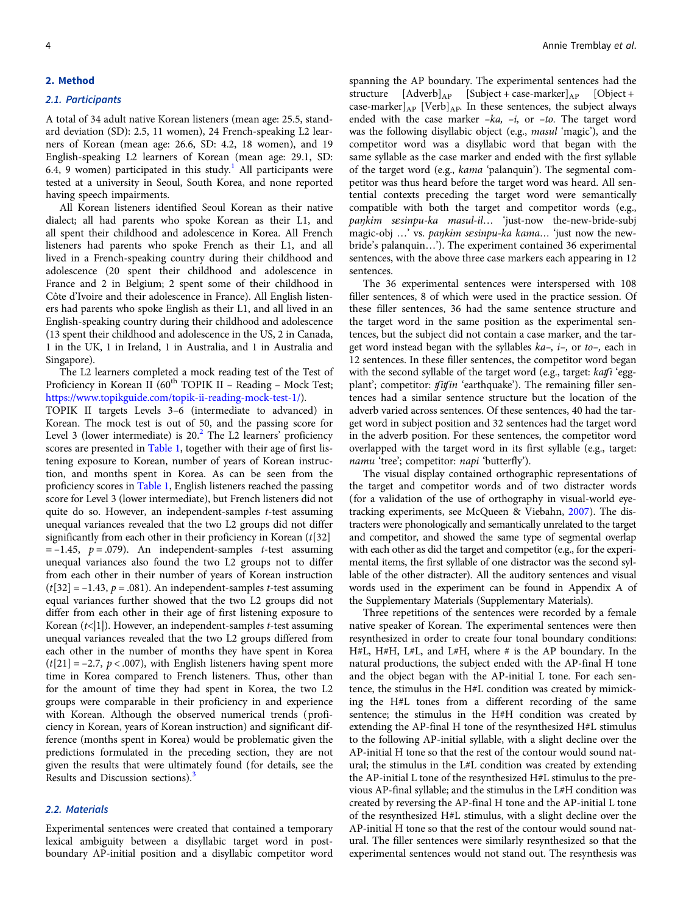## 2. Method

### 2.1. Participants

A total of 34 adult native Korean listeners (mean age: 25.5, standard deviation (SD): 2.5, 11 women), 24 French-speaking L2 learners of Korean (mean age: 26.6, SD: 4.2, 18 women), and 19 English-speaking L2 learners of Korean (mean age: 29.1, SD: 6.4, 9 women) participated in this study.[1] All participants were tested at a university in Seoul, South Korea, and none reported having speech impairments.

All Korean listeners identified Seoul Korean as their native dialect; all had parents who spoke Korean as their L1, and all spent their childhood and adolescence in Korea. All French listeners had parents who spoke French as their L1, and all lived in a French-speaking country during their childhood and adolescence (20 spent their childhood and adolescence in France and 2 in Belgium; 2 spent some of their childhood in Côte d'Ivoire and their adolescence in France). All English listeners had parents who spoke English as their L1, and all lived in an English-speaking country during their childhood and adolescence (13 spent their childhood and adolescence in the US, 2 in Canada, 1 in the UK, 1 in Ireland, 1 in Australia, and 1 in Australia and Singapore).

The L2 learners completed a mock reading test of the Test of Proficiency in Korean II (60[th] TOPIK II – Reading – Mock Test; https://www.topikguide.com/topik-ii-reading-mock-test-1/). TOPIK II targets Levels 3–6 (intermediate to advanced) in Korean. The mock test is out of 50, and the passing score for Level 3 (lower intermediate) is 20.[2] The L2 learners' proficiency scores are presented in Table 1, together with their age of first listening exposure to Korean, number of years of Korean instruction, and months spent in Korea. As can be seen from the proficiency scores in Table 1, English listeners reached the passing score for Level 3 (lower intermediate), but French listeners did not quite do so. However, an independent-samples *t*-test assuming unequal variances revealed that the two L2 groups did not differ significantly from each other in their proficiency in Korean ($t[32] = -1.45$, $p = .079$). An independent-samples *t*-test assuming unequal variances also found the two L2 groups not to differ from each other in their number of years of Korean instruction ($t[32] = -1.43$, $p = .081$). An independent-samples *t*-test assuming equal variances further showed that the two L2 groups did not differ from each other in their age of first listening exposure to Korean ($t<|1|$). However, an independent-samples *t*-test assuming unequal variances revealed that the two L2 groups differed from each other in the number of months they have spent in Korea ($t[21] = -2.7$, $p < .007$), with English listeners having spent more time in Korea compared to French listeners. Thus, other than for the amount of time they had spent in Korea, the two L2 groups were comparable in their proficiency in and experience with Korean. Although the observed numerical trends (proficiency in Korean, years of Korean instruction) and significant difference (months spent in Korea) would be problematic given the predictions formulated in the preceding section, they are not given the results that were ultimately found (for details, see the Results and Discussion sections).[3]

### 2.2. Materials

Experimental sentences were created that contained a temporary lexical ambiguity between a disyllabic target word in post-boundary AP-initial position and a disyllabic competitor word spanning the AP boundary. The experimental sentences had the structure $[\text{Adverb}]_{AP}$ $[\text{Subject + case-marker}]_{AP}$ $[\text{Object + case-marker}]_{AP}$ $[\text{Verb}]_{AP}$. In these sentences, the subject always ended with the case marker *–ka*, *–i*, or *–to*. The target word was the following disyllabic object (e.g., *masul* 'magic'), and the competitor word was a disyllabic word that began with the same syllable as the case marker and ended with the first syllable of the target word (e.g., *kama* 'palanquin'). The segmental competitor was thus heard before the target word was heard. All sentential contexts preceding the target word were semantically compatible with both the target and competitor words (e.g., *paŋkɨm sɛsinpu-ka masul-ɨl…* 'just-now the-new-bride-subj magic-obj …' vs. *paŋkɨm sɛsinpu-ka kama…* 'just now the new-bride's palanquin…'). The experiment contained 36 experimental sentences, with the above three case markers each appearing in 12 sentences.

The 36 experimental sentences were interspersed with 108 filler sentences, 8 of which were used in the practice session. Of these filler sentences, 36 had the same sentence structure and the target word in the same position as the experimental sentences, but the subject did not contain a case marker, and the target word instead began with the syllables *ka–*, *i–*, or *to–*, each in 12 sentences. In these filler sentences, the competitor word began with the second syllable of the target word (e.g., target: *katʃi* 'eggplant'; competitor: *tʃitʃin* 'earthquake'). The remaining filler sentences had a similar sentence structure but the location of the adverb varied across sentences. Of these sentences, 40 had the target word in subject position and 32 sentences had the target word in the adverb position. For these sentences, the competitor word overlapped with the target word in its first syllable (e.g., target: *namu* 'tree'; competitor: *napi* 'butterfly').

The visual display contained orthographic representations of the target and competitor words and of two distracter words (for a validation of the use of orthography in visual-world eye-tracking experiments, see McQueen & Viebahn, 2007). The distracters were phonologically and semantically unrelated to the target and competitor, and showed the same type of segmental overlap with each other as did the target and competitor (e.g., for the experimental items, the first syllable of one distractor was the second syllable of the other distracter). All the auditory sentences and visual words used in the experiment can be found in Appendix A of the Supplementary Materials (Supplementary Materials).

Three repetitions of the sentences were recorded by a female native speaker of Korean. The experimental sentences were then resynthesized in order to create four tonal boundary conditions: H#L, H#H, L#L, and L#H, where # is the AP boundary. In the natural productions, the subject ended with the AP-final H tone and the object began with the AP-initial L tone. For each sentence, the stimulus in the H#L condition was created by mimicking the H#L tones from a different recording of the same sentence; the stimulus in the H#H condition was created by extending the AP-final H tone of the resynthesized H#L stimulus to the following AP-initial syllable, with a slight decline over the AP-initial H tone so that the rest of the contour would sound natural; the stimulus in the L#L condition was created by extending the AP-initial L tone of the resynthesized H#L stimulus to the previous AP-final syllable; and the stimulus in the L#H condition was created by reversing the AP-final H tone and the AP-initial L tone of the resynthesized H#L stimulus, with a slight decline over the AP-initial H tone so that the rest of the contour would sound natural. The filler sentences were similarly resynthesized so that the experimental sentences would not stand out. The resynthesis was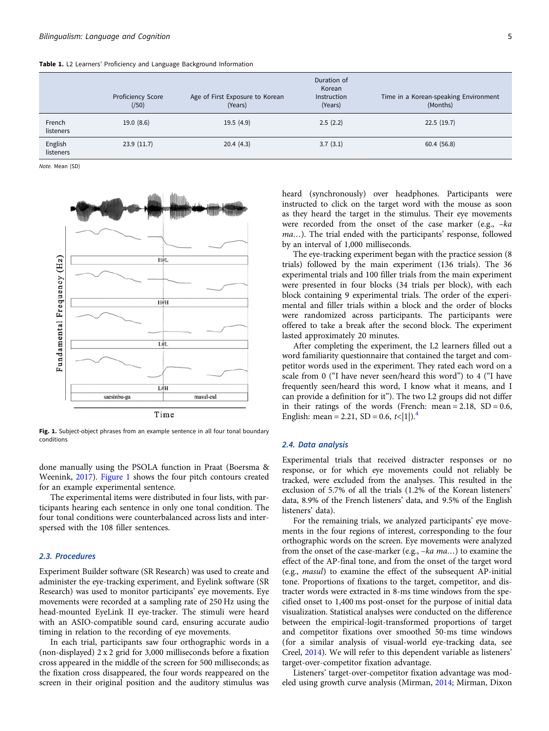**Table 1.** L2 Learners' Proficiency and Language Background Information

| | Proficiency Score (/50) | Age of First Exposure to Korean (Years) | Duration of Korean Instruction (Years) | Time in a Korean-speaking Environment (Months) |
|---|---|---|---|---|
| French listeners | 19.0 (8.6) | 19.5 (4.9) | 2.5 (2.2) | 22.5 (19.7) |
| English listeners | 23.9 (11.7) | 20.4 (4.3) | 3.7 (3.1) | 60.4 (56.8) |

*Note.* Mean (SD)

**Fig. 1.** Subject-object phrases from an example sentence in all four tonal boundary conditions

done manually using the PSOLA function in Praat (Boersma & Weenink, 2017). Figure 1 shows the four pitch contours created for an example experimental sentence.

The experimental items were distributed in four lists, with participants hearing each sentence in only one tonal condition. The four tonal conditions were counterbalanced across lists and interspersed with the 108 filler sentences.

### 2.3. Procedures

Experiment Builder software (SR Research) was used to create and administer the eye-tracking experiment, and Eyelink software (SR Research) was used to monitor participants' eye movements. Eye movements were recorded at a sampling rate of 250 Hz using the head-mounted EyeLink II eye-tracker. The stimuli were heard with an ASIO-compatible sound card, ensuring accurate audio timing in relation to the recording of eye movements.

In each trial, participants saw four orthographic words in a (non-displayed) 2 x 2 grid for 3,000 milliseconds before a fixation cross appeared in the middle of the screen for 500 milliseconds; as the fixation cross disappeared, the four words reappeared on the screen in their original position and the auditory stimulus was heard (synchronously) over headphones. Participants were instructed to click on the target word with the mouse as soon as they heard the target in the stimulus. Their eye movements were recorded from the onset of the case marker (e.g., *–ka ma…*). The trial ended with the participants' response, followed by an interval of 1,000 milliseconds.

The eye-tracking experiment began with the practice session (8 trials) followed by the main experiment (136 trials). The 36 experimental trials and 100 filler trials from the main experiment were presented in four blocks (34 trials per block), with each block containing 9 experimental trials. The order of the experimental and filler trials within a block and the order of blocks were randomized across participants. The participants were offered to take a break after the second block. The experiment lasted approximately 20 minutes.

After completing the experiment, the L2 learners filled out a word familiarity questionnaire that contained the target and competitor words used in the experiment. They rated each word on a scale from 0 ("I have never seen/heard this word") to 4 ("I have frequently seen/heard this word, I know what it means, and I can provide a definition for it"). The two L2 groups did not differ in their ratings of the words (French: mean = 2.18, SD = 0.6, English: mean = 2.21, SD = 0.6, $t<|1|$).[4]

### 2.4. Data analysis

Experimental trials that received distracter responses or no response, or for which eye movements could not reliably be tracked, were excluded from the analyses. This resulted in the exclusion of 5.7% of all the trials (1.2% of the Korean listeners' data, 8.9% of the French listeners' data, and 9.5% of the English listeners' data).

For the remaining trials, we analyzed participants' eye movements in the four regions of interest, corresponding to the four orthographic words on the screen. Eye movements were analyzed from the onset of the case-marker (e.g., *–ka ma…*) to examine the effect of the AP-final tone, and from the onset of the target word (e.g., *masul*) to examine the effect of the subsequent AP-initial tone. Proportions of fixations to the target, competitor, and distracter words were extracted in 8-ms time windows from the specified onset to 1,400 ms post-onset for the purpose of initial data visualization. Statistical analyses were conducted on the difference between the empirical-logit-transformed proportions of target and competitor fixations over smoothed 50-ms time windows (for a similar analysis of visual-world eye-tracking data, see Creel, 2014). We will refer to this dependent variable as listeners' target-over-competitor fixation advantage.

Listeners' target-over-competitor fixation advantage was modeled using growth curve analysis (Mirman, 2014; Mirman, Dixon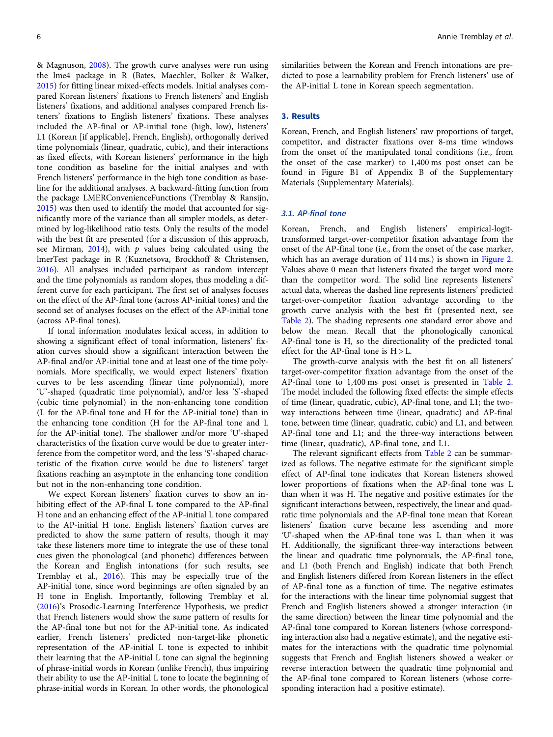& Magnuson, 2008). The growth curve analyses were run using the lme4 package in R (Bates, Maechler, Bolker & Walker, 2015) for fitting linear mixed-effects models. Initial analyses compared Korean listeners' fixations to French listeners' and English listeners' fixations, and additional analyses compared French listeners' fixations to English listeners' fixations. These analyses included the AP-final or AP-initial tone (high, low), listeners' L1 (Korean [if applicable], French, English), orthogonally derived time polynomials (linear, quadratic, cubic), and their interactions as fixed effects, with Korean listeners' performance in the high tone condition as baseline for the initial analyses and with French listeners' performance in the high tone condition as baseline for the additional analyses. A backward-fitting function from the package LMERConvenienceFunctions (Tremblay & Ransijn, 2015) was then used to identify the model that accounted for significantly more of the variance than all simpler models, as determined by log-likelihood ratio tests. Only the results of the model with the best fit are presented (for a discussion of this approach, see Mirman, 2014), with *p* values being calculated using the lmerTest package in R (Kuznetsova, Brockhoff & Christensen, 2016). All analyses included participant as random intercept and the time polynomials as random slopes, thus modeling a different curve for each participant. The first set of analyses focuses on the effect of the AP-final tone (across AP-initial tones) and the second set of analyses focuses on the effect of the AP-initial tone (across AP-final tones).

If tonal information modulates lexical access, in addition to showing a significant effect of tonal information, listeners' fixation curves should show a significant interaction between the AP-final and/or AP-initial tone and at least one of the time polynomials. More specifically, we would expect listeners' fixation curves to be less ascending (linear time polynomial), more 'U'-shaped (quadratic time polynomial), and/or less 'S'-shaped (cubic time polynomial) in the non-enhancing tone condition (L for the AP-final tone and H for the AP-initial tone) than in the enhancing tone condition (H for the AP-final tone and L for the AP-initial tone). The shallower and/or more 'U'-shaped characteristics of the fixation curve would be due to greater interference from the competitor word, and the less 'S'-shaped characteristic of the fixation curve would be due to listeners' target fixations reaching an asymptote in the enhancing tone condition but not in the non-enhancing tone condition.

We expect Korean listeners' fixation curves to show an inhibiting effect of the AP-final L tone compared to the AP-final H tone and an enhancing effect of the AP-initial L tone compared to the AP-initial H tone. English listeners' fixation curves are predicted to show the same pattern of results, though it may take these listeners more time to integrate the use of these tonal cues given the phonological (and phonetic) differences between the Korean and English intonations (for such results, see Tremblay et al., 2016). This may be especially true of the AP-initial tone, since word beginnings are often signaled by an H tone in English. Importantly, following Tremblay et al. (2016)'s Prosodic-Learning Interference Hypothesis, we predict that French listeners would show the same pattern of results for the AP-final tone but not for the AP-initial tone. As indicated earlier, French listeners' predicted non-target-like phonetic representation of the AP-initial L tone is expected to inhibit their learning that the AP-initial L tone can signal the beginning of phrase-initial words in Korean (unlike French), thus impairing their ability to use the AP-initial L tone to locate the beginning of phrase-initial words in Korean. In other words, the phonological similarities between the Korean and French intonations are predicted to pose a learnability problem for French listeners' use of the AP-initial L tone in Korean speech segmentation.

## 3. Results

Korean, French, and English listeners' raw proportions of target, competitor, and distracter fixations over 8-ms time windows from the onset of the manipulated tonal conditions (i.e., from the onset of the case marker) to 1,400 ms post onset can be found in Figure B1 of Appendix B of the Supplementary Materials (Supplementary Materials).

### 3.1. AP-final tone

Korean, French, and English listeners' empirical-logit-transformed target-over-competitor fixation advantage from the onset of the AP-final tone (i.e., from the onset of the case marker, which has an average duration of 114 ms.) is shown in Figure 2. Values above 0 mean that listeners fixated the target word more than the competitor word. The solid line represents listeners' actual data, whereas the dashed line represents listeners' predicted target-over-competitor fixation advantage according to the growth curve analysis with the best fit (presented next, see Table 2). The shading represents one standard error above and below the mean. Recall that the phonologically canonical AP-final tone is H, so the directionality of the predicted tonal effect for the AP-final tone is H > L.

The growth-curve analysis with the best fit on all listeners' target-over-competitor fixation advantage from the onset of the AP-final tone to 1,400 ms post onset is presented in Table 2. The model included the following fixed effects: the simple effects of time (linear, quadratic, cubic), AP-final tone, and L1; the two-way interactions between time (linear, quadratic) and AP-final tone, between time (linear, quadratic, cubic) and L1, and between AP-final tone and L1; and the three-way interactions between time (linear, quadratic), AP-final tone, and L1.

The relevant significant effects from Table 2 can be summarized as follows. The negative estimate for the significant simple effect of AP-final tone indicates that Korean listeners showed lower proportions of fixations when the AP-final tone was L than when it was H. The negative and positive estimates for the significant interactions between, respectively, the linear and quadratic time polynomials and the AP-final tone mean that Korean listeners' fixation curve became less ascending and more 'U'-shaped when the AP-final tone was L than when it was H. Additionally, the significant three-way interactions between the linear and quadratic time polynomials, the AP-final tone, and L1 (both French and English) indicate that both French and English listeners differed from Korean listeners in the effect of AP-final tone as a function of time. The negative estimates for the interactions with the linear time polynomial suggest that French and English listeners showed a stronger interaction (in the same direction) between the linear time polynomial and the AP-final tone compared to Korean listeners (whose corresponding interaction also had a negative estimate), and the negative estimates for the interactions with the quadratic time polynomial suggests that French and English listeners showed a weaker or reverse interaction between the quadratic time polynomial and the AP-final tone compared to Korean listeners (whose corresponding interaction had a positive estimate).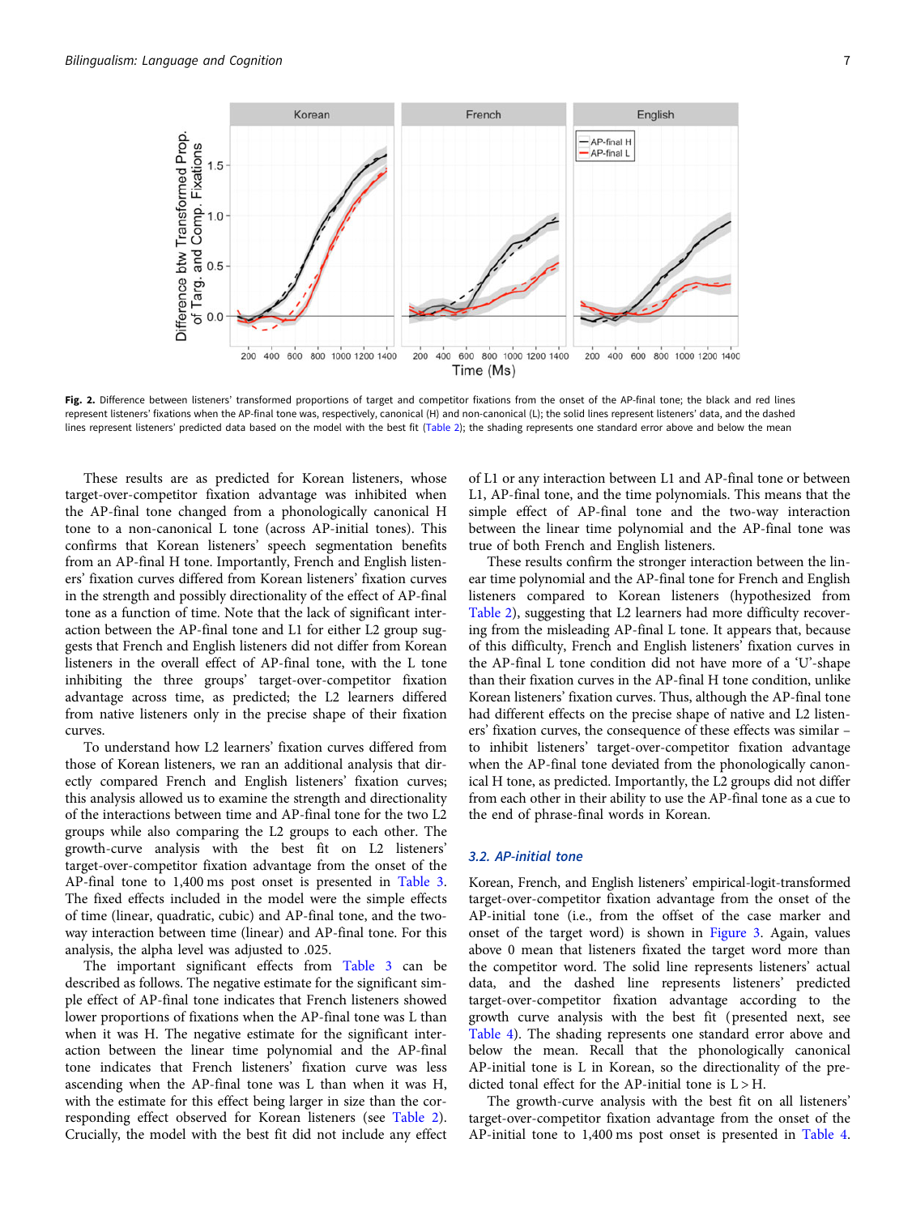**Fig. 2.** Difference between listeners' transformed proportions of target and competitor fixations from the onset of the AP-final tone; the black and red lines represent listeners' fixations when the AP-final tone was, respectively, canonical (H) and non-canonical (L); the solid lines represent listeners' data, and the dashed lines represent listeners' predicted data based on the model with the best fit (Table 2); the shading represents one standard error above and below the mean

These results are as predicted for Korean listeners, whose target-over-competitor fixation advantage was inhibited when the AP-final tone changed from a phonologically canonical H tone to a non-canonical L tone (across AP-initial tones). This confirms that Korean listeners' speech segmentation benefits from an AP-final H tone. Importantly, French and English listeners' fixation curves differed from Korean listeners' fixation curves in the strength and possibly directionality of the effect of AP-final tone as a function of time. Note that the lack of significant interaction between the AP-final tone and L1 for either L2 group suggests that French and English listeners did not differ from Korean listeners in the overall effect of AP-final tone, with the L tone inhibiting the three groups' target-over-competitor fixation advantage across time, as predicted; the L2 learners differed from native listeners only in the precise shape of their fixation curves.

To understand how L2 learners' fixation curves differed from those of Korean listeners, we ran an additional analysis that directly compared French and English listeners' fixation curves; this analysis allowed us to examine the strength and directionality of the interactions between time and AP-final tone for the two L2 groups while also comparing the L2 groups to each other. The growth-curve analysis with the best fit on L2 listeners' target-over-competitor fixation advantage from the onset of the AP-final tone to 1,400 ms post onset is presented in Table 3. The fixed effects included in the model were the simple effects of time (linear, quadratic, cubic) and AP-final tone, and the two-way interaction between time (linear) and AP-final tone. For this analysis, the alpha level was adjusted to .025.

The important significant effects from Table 3 can be described as follows. The negative estimate for the significant simple effect of AP-final tone indicates that French listeners showed lower proportions of fixations when the AP-final tone was L than when it was H. The negative estimate for the significant interaction between the linear time polynomial and the AP-final tone indicates that French listeners' fixation curve was less ascending when the AP-final tone was L than when it was H, with the estimate for this effect being larger in size than the corresponding effect observed for Korean listeners (see Table 2). Crucially, the model with the best fit did not include any effect of L1 or any interaction between L1 and AP-final tone or between L1, AP-final tone, and the time polynomials. This means that the simple effect of AP-final tone and the two-way interaction between the linear time polynomial and the AP-final tone was true of both French and English listeners.

These results confirm the stronger interaction between the linear time polynomial and the AP-final tone for French and English listeners compared to Korean listeners (hypothesized from Table 2), suggesting that L2 learners had more difficulty recovering from the misleading AP-final L tone. It appears that, because of this difficulty, French and English listeners' fixation curves in the AP-final L tone condition did not have more of a 'U'-shape than their fixation curves in the AP-final H tone condition, unlike Korean listeners' fixation curves. Thus, although the AP-final tone had different effects on the precise shape of native and L2 listeners' fixation curves, the consequence of these effects was similar – to inhibit listeners' target-over-competitor fixation advantage when the AP-final tone deviated from the phonologically canonical H tone, as predicted. Importantly, the L2 groups did not differ from each other in their ability to use the AP-final tone as a cue to the end of phrase-final words in Korean.

### 3.2. AP-initial tone

Korean, French, and English listeners' empirical-logit-transformed target-over-competitor fixation advantage from the onset of the AP-initial tone (i.e., from the offset of the case marker and onset of the target word) is shown in Figure 3. Again, values above 0 mean that listeners fixated the target word more than the competitor word. The solid line represents listeners' actual data, and the dashed line represents listeners' predicted target-over-competitor fixation advantage according to the growth curve analysis with the best fit (presented next, see Table 4). The shading represents one standard error above and below the mean. Recall that the phonologically canonical AP-initial tone is L in Korean, so the directionality of the predicted tonal effect for the AP-initial tone is L > H.

The growth-curve analysis with the best fit on all listeners' target-over-competitor fixation advantage from the onset of the AP-initial tone to 1,400 ms post onset is presented in Table 4.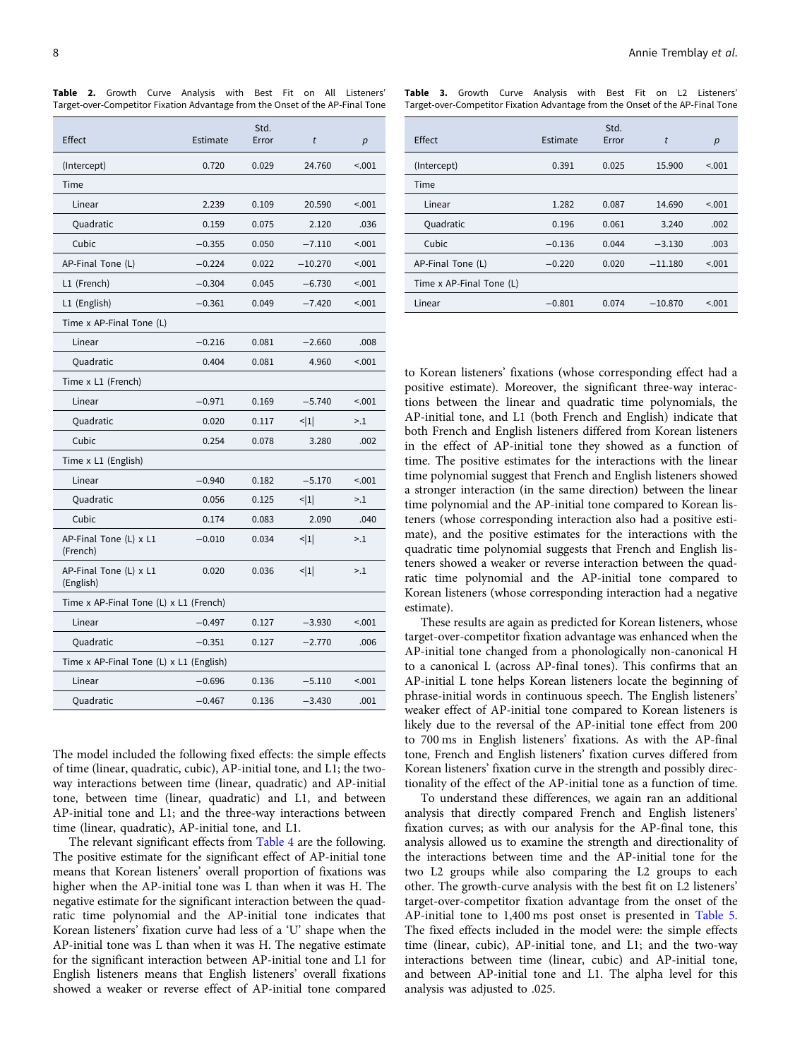**Table 2.** Growth Curve Analysis with Best Fit on All Listeners' Target-over-Competitor Fixation Advantage from the Onset of the AP-Final Tone

| Effect | Estimate | Std. Error | *t* | *p* |
|---|---|---|---|---|
| (Intercept) | 0.720 | 0.029 | 24.760 | <.001 |
| Time | | | | |
| Linear | 2.239 | 0.109 | 20.590 | <.001 |
| Quadratic | 0.159 | 0.075 | 2.120 | .036 |
| Cubic | −0.355 | 0.050 | −7.110 | <.001 |
| AP-Final Tone (L) | −0.224 | 0.022 | −10.270 | <.001 |
| L1 (French) | −0.304 | 0.045 | −6.730 | <.001 |
| L1 (English) | −0.361 | 0.049 | −7.420 | <.001 |
| Time x AP-Final Tone (L) | | | | |
| Linear | −0.216 | 0.081 | −2.660 | .008 |
| Quadratic | 0.404 | 0.081 | 4.960 | <.001 |
| Time x L1 (French) | | | | |
| Linear | −0.971 | 0.169 | −5.740 | <.001 |
| Quadratic | 0.020 | 0.117 | <\|1\| | >.1 |
| Cubic | 0.254 | 0.078 | 3.280 | .002 |
| Time x L1 (English) | | | | |
| Linear | −0.940 | 0.182 | −5.170 | <.001 |
| Quadratic | 0.056 | 0.125 | <\|1\| | >.1 |
| Cubic | 0.174 | 0.083 | 2.090 | .040 |
| AP-Final Tone (L) x L1 (French) | −0.010 | 0.034 | <\|1\| | >.1 |
| AP-Final Tone (L) x L1 (English) | 0.020 | 0.036 | <\|1\| | >.1 |
| Time x AP-Final Tone (L) x L1 (French) | | | | |
| Linear | −0.497 | 0.127 | −3.930 | <.001 |
| Quadratic | −0.351 | 0.127 | −2.770 | .006 |
| Time x AP-Final Tone (L) x L1 (English) | | | | |
| Linear | −0.696 | 0.136 | −5.110 | <.001 |
| Quadratic | −0.467 | 0.136 | −3.430 | .001 |

**Table 3.** Growth Curve Analysis with Best Fit on L2 Listeners' Target-over-Competitor Fixation Advantage from the Onset of the AP-Final Tone

| Effect | Estimate | Std. Error | *t* | *p* |
|---|---|---|---|---|
| (Intercept) | 0.391 | 0.025 | 15.900 | <.001 |
| Time | | | | |
| Linear | 1.282 | 0.087 | 14.690 | <.001 |
| Quadratic | 0.196 | 0.061 | 3.240 | .002 |
| Cubic | −0.136 | 0.044 | −3.130 | .003 |
| AP-Final Tone (L) | −0.220 | 0.020 | −11.180 | <.001 |
| Time x AP-Final Tone (L) | | | | |
| Linear | −0.801 | 0.074 | −10.870 | <.001 |

The model included the following fixed effects: the simple effects of time (linear, quadratic, cubic), AP-initial tone, and L1; the two-way interactions between time (linear, quadratic) and AP-initial tone, between time (linear, quadratic) and L1, and between AP-initial tone and L1; and the three-way interactions between time (linear, quadratic), AP-initial tone, and L1.

The relevant significant effects from Table 4 are the following. The positive estimate for the significant effect of AP-initial tone means that Korean listeners' overall proportion of fixations was higher when the AP-initial tone was L than when it was H. The negative estimate for the significant interaction between the quadratic time polynomial and the AP-initial tone indicates that Korean listeners' fixation curve had less of a 'U' shape when the AP-initial tone was L than when it was H. The negative estimate for the significant interaction between AP-initial tone and L1 for English listeners means that English listeners' overall fixations showed a weaker or reverse effect of AP-initial tone compared to Korean listeners' fixations (whose corresponding effect had a positive estimate). Moreover, the significant three-way interactions between the linear and quadratic time polynomials, the AP-initial tone, and L1 (both French and English) indicate that both French and English listeners differed from Korean listeners in the effect of AP-initial tone they showed as a function of time. The positive estimates for the interactions with the linear time polynomial suggest that French and English listeners showed a stronger interaction (in the same direction) between the linear time polynomial and the AP-initial tone compared to Korean listeners (whose corresponding interaction also had a positive estimate), and the positive estimates for the interactions with the quadratic time polynomial suggests that French and English listeners showed a weaker or reverse interaction between the quadratic time polynomial and the AP-initial tone compared to Korean listeners (whose corresponding interaction had a negative estimate).

These results are again as predicted for Korean listeners, whose target-over-competitor fixation advantage was enhanced when the AP-initial tone changed from a phonologically non-canonical H to a canonical L (across AP-final tones). This confirms that an AP-initial L tone helps Korean listeners locate the beginning of phrase-initial words in continuous speech. The English listeners' weaker effect of AP-initial tone compared to Korean listeners is likely due to the reversal of the AP-initial tone effect from 200 to 700 ms in English listeners' fixations. As with the AP-final tone, French and English listeners' fixation curves differed from Korean listeners' fixation curve in the strength and possibly directionality of the effect of the AP-initial tone as a function of time.

To understand these differences, we again ran an additional analysis that directly compared French and English listeners' fixation curves; as with our analysis for the AP-final tone, this analysis allowed us to examine the strength and directionality of the interactions between time and the AP-initial tone for the two L2 groups while also comparing the L2 groups to each other. The growth-curve analysis with the best fit on L2 listeners' target-over-competitor fixation advantage from the onset of the AP-initial tone to 1,400 ms post onset is presented in Table 5. The fixed effects included in the model were: the simple effects time (linear, cubic), AP-initial tone, and L1; and the two-way interactions between time (linear, cubic) and AP-initial tone, and between AP-initial tone and L1. The alpha level for this analysis was adjusted to .025.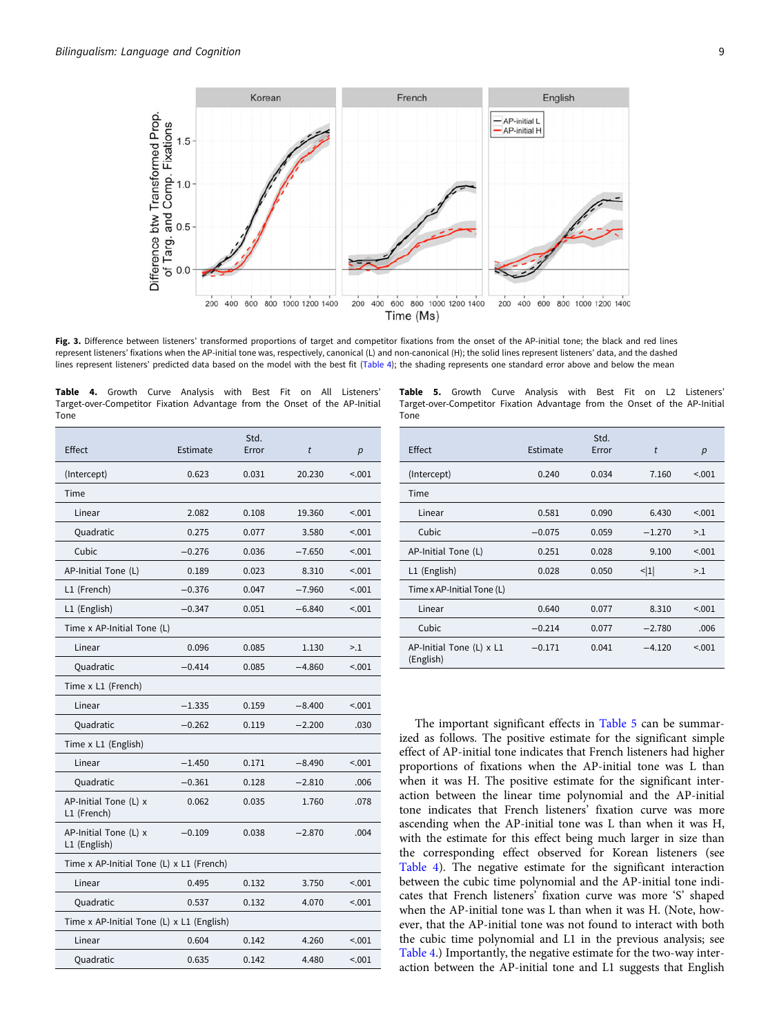Fig. 3. Difference between listeners' transformed proportions of target and competitor fixations from the onset of the AP-initial tone; the black and red lines represent listeners' fixations when the AP-initial tone was, respectively, canonical (L) and non-canonical (H); the solid lines represent listeners' data, and the dashed lines represent listeners' predicted data based on the model with the best fit (Table 4); the shading represents one standard error above and below the mean

**Table 4.** Growth Curve Analysis with Best Fit on All Listeners' Target-over-Competitor Fixation Advantage from the Onset of the AP-Initial Tone

| Effect | Estimate | Std. Error | $t$ | $p$ |
|---|---|---|---|---|
| (Intercept) | 0.623 | 0.031 | 20.230 | <.001 |
| Time | | | | |
| Linear | 2.082 | 0.108 | 19.360 | <.001 |
| Quadratic | 0.275 | 0.077 | 3.580 | <.001 |
| Cubic | −0.276 | 0.036 | −7.650 | <.001 |
| AP-Initial Tone (L) | 0.189 | 0.023 | 8.310 | <.001 |
| L1 (French) | −0.376 | 0.047 | −7.960 | <.001 |
| L1 (English) | −0.347 | 0.051 | −6.840 | <.001 |
| Time x AP-Initial Tone (L) | | | | |
| Linear | 0.096 | 0.085 | 1.130 | >.1 |
| Quadratic | −0.414 | 0.085 | −4.860 | <.001 |
| Time x L1 (French) | | | | |
| Linear | −1.335 | 0.159 | −8.400 | <.001 |
| Quadratic | −0.262 | 0.119 | −2.200 | .030 |
| Time x L1 (English) | | | | |
| Linear | −1.450 | 0.171 | −8.490 | <.001 |
| Quadratic | −0.361 | 0.128 | −2.810 | .006 |
| AP-Initial Tone (L) x L1 (French) | 0.062 | 0.035 | 1.760 | .078 |
| AP-Initial Tone (L) x L1 (English) | −0.109 | 0.038 | −2.870 | .004 |
| Time x AP-Initial Tone (L) x L1 (French) | | | | |
| Linear | 0.495 | 0.132 | 3.750 | <.001 |
| Quadratic | 0.537 | 0.132 | 4.070 | <.001 |
| Time x AP-Initial Tone (L) x L1 (English) | | | | |
| Linear | 0.604 | 0.142 | 4.260 | <.001 |
| Quadratic | 0.635 | 0.142 | 4.480 | <.001 |

**Table 5.** Growth Curve Analysis with Best Fit on L2 Listeners' Target-over-Competitor Fixation Advantage from the Onset of the AP-Initial Tone

| Effect | Estimate | Std. Error | $t$ | $p$ |
|---|---|---|---|---|
| (Intercept) | 0.240 | 0.034 | 7.160 | <.001 |
| Time | | | | |
| Linear | 0.581 | 0.090 | 6.430 | <.001 |
| Cubic | −0.075 | 0.059 | −1.270 | >.1 |
| AP-Initial Tone (L) | 0.251 | 0.028 | 9.100 | <.001 |
| L1 (English) | 0.028 | 0.050 | <\|1\| | >.1 |
| Time x AP-Initial Tone (L) | | | | |
| Linear | 0.640 | 0.077 | 8.310 | <.001 |
| Cubic | −0.214 | 0.077 | −2.780 | .006 |
| AP-Initial Tone (L) x L1 (English) | −0.171 | 0.041 | −4.120 | <.001 |

The important significant effects in Table 5 can be summarized as follows. The positive estimate for the significant simple effect of AP-initial tone indicates that French listeners had higher proportions of fixations when the AP-initial tone was L than when it was H. The positive estimate for the significant interaction between the linear time polynomial and the AP-initial tone indicates that French listeners' fixation curve was more ascending when the AP-initial tone was L than when it was H, with the estimate for this effect being much larger in size than the corresponding effect observed for Korean listeners (see Table 4). The negative estimate for the significant interaction between the cubic time polynomial and the AP-initial tone indicates that French listeners' fixation curve was more 'S' shaped when the AP-initial tone was L than when it was H. (Note, however, that the AP-initial tone was not found to interact with both the cubic time polynomial and L1 in the previous analysis; see Table 4.) Importantly, the negative estimate for the two-way interaction between the AP-initial tone and L1 suggests that English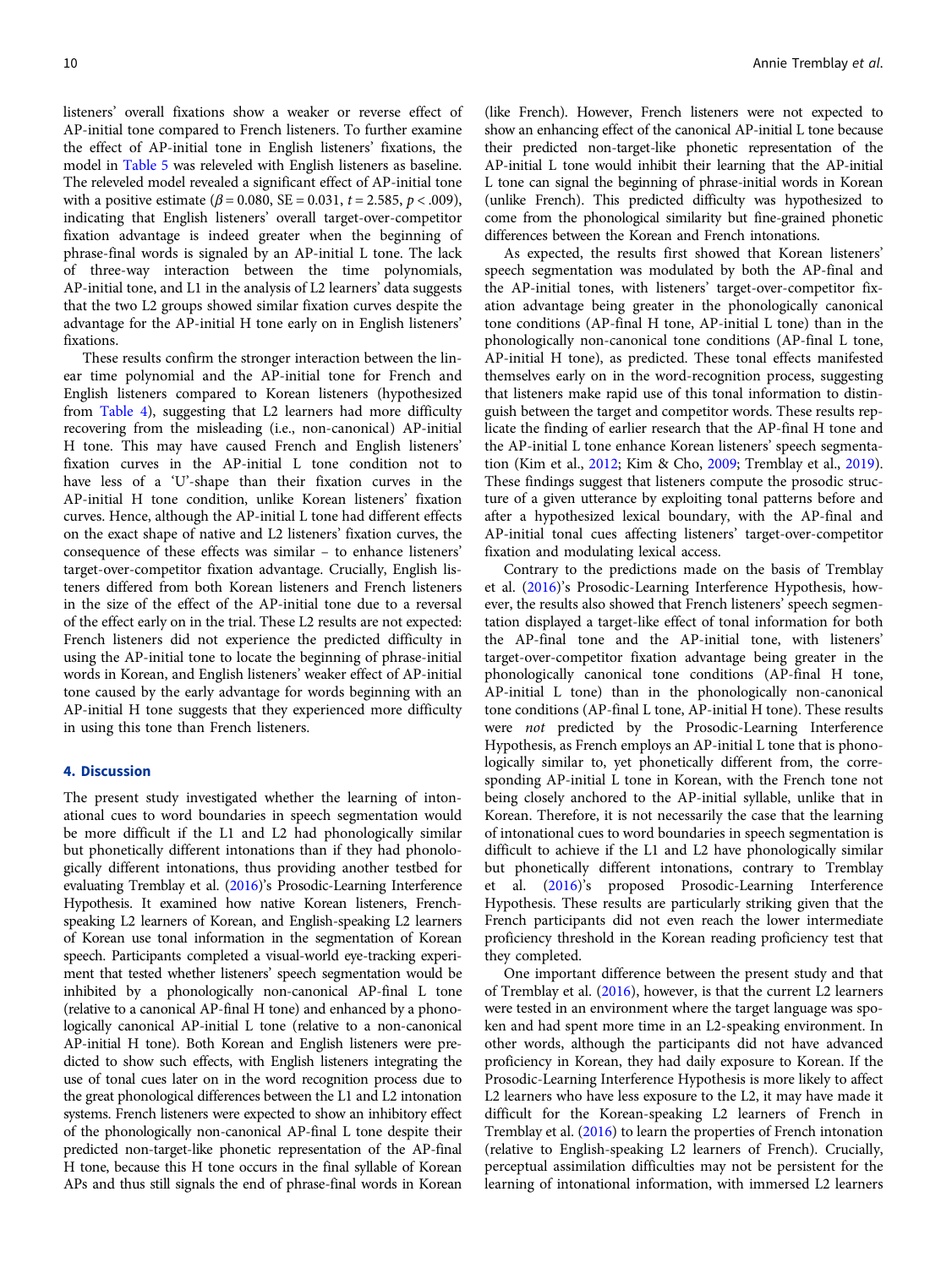listeners' overall fixations show a weaker or reverse effect of AP-initial tone compared to French listeners. To further examine the effect of AP-initial tone in English listeners' fixations, the model in Table 5 was releveled with English listeners as baseline. The releveled model revealed a significant effect of AP-initial tone with a positive estimate ($\beta = 0.080$, SE = 0.031, $t = 2.585$, $p < .009$), indicating that English listeners' overall target-over-competitor fixation advantage is indeed greater when the beginning of phrase-final words is signaled by an AP-initial L tone. The lack of three-way interaction between the time polynomials, AP-initial tone, and L1 in the analysis of L2 learners' data suggests that the two L2 groups showed similar fixation curves despite the advantage for the AP-initial H tone early on in English listeners' fixations.

These results confirm the stronger interaction between the linear time polynomial and the AP-initial tone for French and English listeners compared to Korean listeners (hypothesized from Table 4), suggesting that L2 learners had more difficulty recovering from the misleading (i.e., non-canonical) AP-initial H tone. This may have caused French and English listeners' fixation curves in the AP-initial L tone condition not to have less of a 'U'-shape than their fixation curves in the AP-initial H tone condition, unlike Korean listeners' fixation curves. Hence, although the AP-initial L tone had different effects on the exact shape of native and L2 listeners' fixation curves, the consequence of these effects was similar – to enhance listeners' target-over-competitor fixation advantage. Crucially, English listeners differed from both Korean listeners and French listeners in the size of the effect of the AP-initial tone due to a reversal of the effect early on in the trial. These L2 results are not expected: French listeners did not experience the predicted difficulty in using the AP-initial tone to locate the beginning of phrase-initial words in Korean, and English listeners' weaker effect of AP-initial tone caused by the early advantage for words beginning with an AP-initial H tone suggests that they experienced more difficulty in using this tone than French listeners.

## 4. Discussion

The present study investigated whether the learning of intonational cues to word boundaries in speech segmentation would be more difficult if the L1 and L2 had phonologically similar but phonetically different intonations than if they had phonologically different intonations, thus providing another testbed for evaluating Tremblay et al. (2016)'s Prosodic-Learning Interference Hypothesis. It examined how native Korean listeners, French-speaking L2 learners of Korean, and English-speaking L2 learners of Korean use tonal information in the segmentation of Korean speech. Participants completed a visual-world eye-tracking experiment that tested whether listeners' speech segmentation would be inhibited by a phonologically non-canonical AP-final L tone (relative to a canonical AP-final H tone) and enhanced by a phonologically canonical AP-initial L tone (relative to a non-canonical AP-initial H tone). Both Korean and English listeners were predicted to show such effects, with English listeners integrating the use of tonal cues later on in the word recognition process due to the great phonological differences between the L1 and L2 intonation systems. French listeners were expected to show an inhibitory effect of the phonologically non-canonical AP-final L tone despite their predicted non-target-like phonetic representation of the AP-final H tone, because this H tone occurs in the final syllable of Korean APs and thus still signals the end of phrase-final words in Korean (like French). However, French listeners were not expected to show an enhancing effect of the canonical AP-initial L tone because their predicted non-target-like phonetic representation of the AP-initial L tone would inhibit their learning that the AP-initial L tone can signal the beginning of phrase-initial words in Korean (unlike French). This predicted difficulty was hypothesized to come from the phonological similarity but fine-grained phonetic differences between the Korean and French intonations.

As expected, the results first showed that Korean listeners' speech segmentation was modulated by both the AP-final and the AP-initial tones, with listeners' target-over-competitor fixation advantage being greater in the phonologically canonical tone conditions (AP-final H tone, AP-initial L tone) than in the phonologically non-canonical tone conditions (AP-final L tone, AP-initial H tone), as predicted. These tonal effects manifested themselves early on in the word-recognition process, suggesting that listeners make rapid use of this tonal information to distinguish between the target and competitor words. These results replicate the finding of earlier research that the AP-final H tone and the AP-initial L tone enhance Korean listeners' speech segmentation (Kim et al., 2012; Kim & Cho, 2009; Tremblay et al., 2019). These findings suggest that listeners compute the prosodic structure of a given utterance by exploiting tonal patterns before and after a hypothesized lexical boundary, with the AP-final and AP-initial tonal cues affecting listeners' target-over-competitor fixation and modulating lexical access.

Contrary to the predictions made on the basis of Tremblay et al. (2016)'s Prosodic-Learning Interference Hypothesis, however, the results also showed that French listeners' speech segmentation displayed a target-like effect of tonal information for both the AP-final tone and the AP-initial tone, with listeners' target-over-competitor fixation advantage being greater in the phonologically canonical tone conditions (AP-final H tone, AP-initial L tone) than in the phonologically non-canonical tone conditions (AP-final L tone, AP-initial H tone). These results were *not* predicted by the Prosodic-Learning Interference Hypothesis, as French employs an AP-initial L tone that is phonologically similar to, yet phonetically different from, the corresponding AP-initial L tone in Korean, with the French tone not being closely anchored to the AP-initial syllable, unlike that in Korean. Therefore, it is not necessarily the case that the learning of intonational cues to word boundaries in speech segmentation is difficult to achieve if the L1 and L2 have phonologically similar but phonetically different intonations, contrary to Tremblay et al. (2016)'s proposed Prosodic-Learning Interference Hypothesis. These results are particularly striking given that the French participants did not even reach the lower intermediate proficiency threshold in the Korean reading proficiency test that they completed.

One important difference between the present study and that of Tremblay et al. (2016), however, is that the current L2 learners were tested in an environment where the target language was spoken and had spent more time in an L2-speaking environment. In other words, although the participants did not have advanced proficiency in Korean, they had daily exposure to Korean. If the Prosodic-Learning Interference Hypothesis is more likely to affect L2 learners who have less exposure to the L2, it may have made it difficult for the Korean-speaking L2 learners of French in Tremblay et al. (2016) to learn the properties of French intonation (relative to English-speaking L2 learners of French). Crucially, perceptual assimilation difficulties may not be persistent for the learning of intonational information, with immersed L2 learners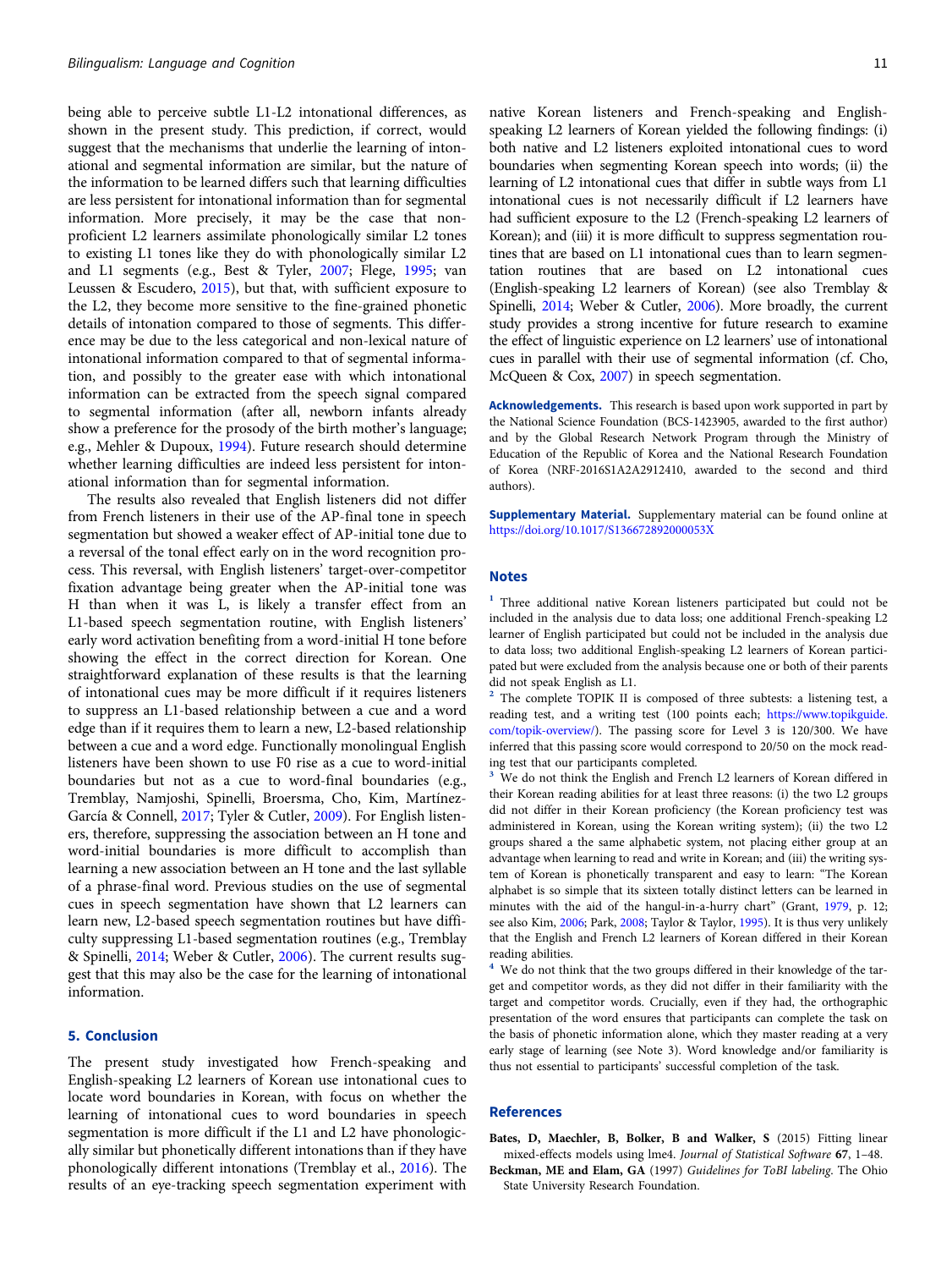being able to perceive subtle L1-L2 intonational differences, as shown in the present study. This prediction, if correct, would suggest that the mechanisms that underlie the learning of intonational and segmental information are similar, but the nature of the information to be learned differs such that learning difficulties are less persistent for intonational information than for segmental information. More precisely, it may be the case that non-proficient L2 learners assimilate phonologically similar L2 tones to existing L1 tones like they do with phonologically similar L2 and L1 segments (e.g., Best & Tyler, 2007; Flege, 1995; van Leussen & Escudero, 2015), but that, with sufficient exposure to the L2, they become more sensitive to the fine-grained phonetic details of intonation compared to those of segments. This difference may be due to the less categorical and non-lexical nature of intonational information compared to that of segmental information, and possibly to the greater ease with which intonational information can be extracted from the speech signal compared to segmental information (after all, newborn infants already show a preference for the prosody of the birth mother's language; e.g., Mehler & Dupoux, 1994). Future research should determine whether learning difficulties are indeed less persistent for intonational information than for segmental information.

The results also revealed that English listeners did not differ from French listeners in their use of the AP-final tone in speech segmentation but showed a weaker effect of AP-initial tone due to a reversal of the tonal effect early on in the word recognition process. This reversal, with English listeners' target-over-competitor fixation advantage being greater when the AP-initial tone was H than when it was L, is likely a transfer effect from an L1-based speech segmentation routine, with English listeners' early word activation benefiting from a word-initial H tone before showing the effect in the correct direction for Korean. One straightforward explanation of these results is that the learning of intonational cues may be more difficult if it requires listeners to suppress an L1-based relationship between a cue and a word edge than if it requires them to learn a new, L2-based relationship between a cue and a word edge. Functionally monolingual English listeners have been shown to use F0 rise as a cue to word-initial boundaries but not as a cue to word-final boundaries (e.g., Tremblay, Namjoshi, Spinelli, Broersma, Cho, Kim, Martínez-García & Connell, 2017; Tyler & Cutler, 2009). For English listeners, therefore, suppressing the association between an H tone and word-initial boundaries is more difficult to accomplish than learning a new association between an H tone and the last syllable of a phrase-final word. Previous studies on the use of segmental cues in speech segmentation have shown that L2 learners can learn new, L2-based speech segmentation routines but have difficulty suppressing L1-based segmentation routines (e.g., Tremblay & Spinelli, 2014; Weber & Cutler, 2006). The current results suggest that this may also be the case for the learning of intonational information.

## 5. Conclusion

The present study investigated how French-speaking and English-speaking L2 learners of Korean use intonational cues to locate word boundaries in Korean, with focus on whether the learning of intonational cues to word boundaries in speech segmentation is more difficult if the L1 and L2 have phonologically similar but phonetically different intonations than if they have phonologically different intonations (Tremblay et al., 2016). The results of an eye-tracking speech segmentation experiment with native Korean listeners and French-speaking and English-speaking L2 learners of Korean yielded the following findings: (i) both native and L2 listeners exploited intonational cues to word boundaries when segmenting Korean speech into words; (ii) the learning of L2 intonational cues that differ in subtle ways from L1 intonational cues is not necessarily difficult if L2 learners have had sufficient exposure to the L2 (French-speaking L2 learners of Korean); and (iii) it is more difficult to suppress segmentation routines that are based on L1 intonational cues than to learn segmentation routines that are based on L2 intonational cues (English-speaking L2 learners of Korean) (see also Tremblay & Spinelli, 2014; Weber & Cutler, 2006). More broadly, the current study provides a strong incentive for future research to examine the effect of linguistic experience on L2 learners' use of intonational cues in parallel with their use of segmental information (cf. Cho, McQueen & Cox, 2007) in speech segmentation.

**Acknowledgements.** This research is based upon work supported in part by the National Science Foundation (BCS-1423905, awarded to the first author) and by the Global Research Network Program through the Ministry of Education of the Republic of Korea and the National Research Foundation of Korea (NRF-2016S1A2A2912410, awarded to the second and third authors).

**Supplementary Material.** Supplementary material can be found online at https://doi.org/10.1017/S136672892000053X

## Notes

[1] Three additional native Korean listeners participated but could not be included in the analysis due to data loss; one additional French-speaking L2 learner of English participated but could not be included in the analysis due to data loss; two additional English-speaking L2 learners of Korean participated but were excluded from the analysis because one or both of their parents did not speak English as L1.

[2] The complete TOPIK II is composed of three subtests: a listening test, a reading test, and a writing test (100 points each; https://www.topikguide.com/topik-overview/). The passing score for Level 3 is 120/300. We have inferred that this passing score would correspond to 20/50 on the mock reading test that our participants completed.

[3] We do not think the English and French L2 learners of Korean differed in their Korean reading abilities for at least three reasons: (i) the two L2 groups did not differ in their Korean proficiency (the Korean proficiency test was administered in Korean, using the Korean writing system); (ii) the two L2 groups shared a the same alphabetic system, not placing either group at an advantage when learning to read and write in Korean; and (iii) the writing system of Korean is phonetically transparent and easy to learn: "The Korean alphabet is so simple that its sixteen totally distinct letters can be learned in minutes with the aid of the hangul-in-a-hurry chart" (Grant, 1979, p. 12; see also Kim, 2006; Park, 2008; Taylor & Taylor, 1995). It is thus very unlikely that the English and French L2 learners of Korean differed in their Korean reading abilities.

[4] We do not think that the two groups differed in their knowledge of the target and competitor words, as they did not differ in their familiarity with the target and competitor words. Crucially, even if they had, the orthographic presentation of the word ensures that participants can complete the task on the basis of phonetic information alone, which they master reading at a very early stage of learning (see Note 3). Word knowledge and/or familiarity is thus not essential to participants' successful completion of the task.

## References

**Bates, D, Maechler, B, Bolker, B and Walker, S** (2015) Fitting linear mixed-effects models using lme4. *Journal of Statistical Software* **67**, 1–48.

**Beckman, ME and Elam, GA** (1997) *Guidelines for ToBI labeling*. The Ohio State University Research Foundation.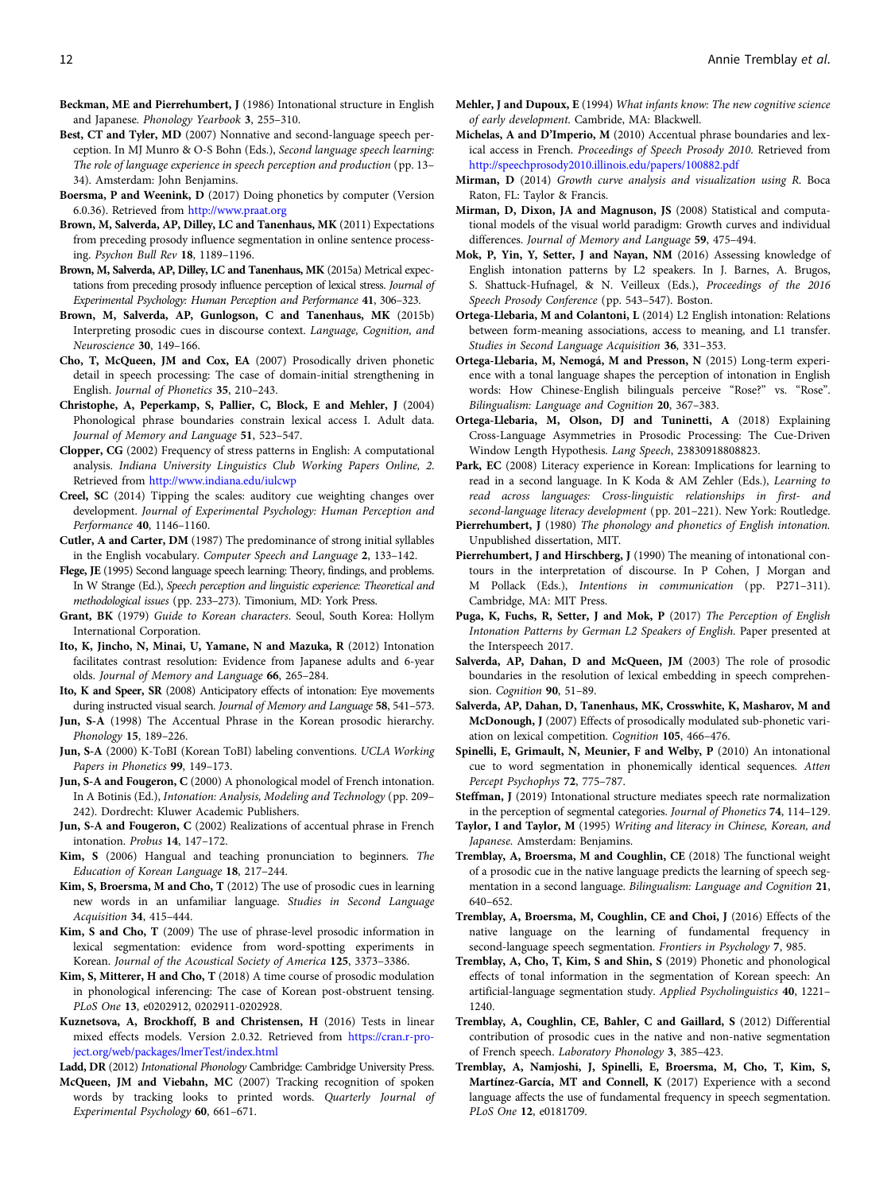**Beckman, ME and Pierrehumbert, J** (1986) Intonational structure in English and Japanese. *Phonology Yearbook* **3**, 255–310.

**Best, CT and Tyler, MD** (2007) Nonnative and second-language speech perception. In MJ Munro & O-S Bohn (Eds.), *Second language speech learning: The role of language experience in speech perception and production* (pp. 13–34). Amsterdam: John Benjamins.

**Boersma, P and Weenink, D** (2017) Doing phonetics by computer (Version 6.0.36). Retrieved from http://www.praat.org

**Brown, M, Salverda, AP, Dilley, LC and Tanenhaus, MK** (2011) Expectations from preceding prosody influence segmentation in online sentence processing. *Psychon Bull Rev* **18**, 1189–1196.

**Brown, M, Salverda, AP, Dilley, LC and Tanenhaus, MK** (2015a) Metrical expectations from preceding prosody influence perception of lexical stress. *Journal of Experimental Psychology: Human Perception and Performance* **41**, 306–323.

**Brown, M, Salverda, AP, Gunlogson, C and Tanenhaus, MK** (2015b) Interpreting prosodic cues in discourse context. *Language, Cognition, and Neuroscience* **30**, 149–166.

**Cho, T, McQueen, JM and Cox, EA** (2007) Prosodically driven phonetic detail in speech processing: The case of domain-initial strengthening in English. *Journal of Phonetics* **35**, 210–243.

**Christophe, A, Peperkamp, S, Pallier, C, Block, E and Mehler, J** (2004) Phonological phrase boundaries constrain lexical access I. Adult data. *Journal of Memory and Language* **51**, 523–547.

**Clopper, CG** (2002) Frequency of stress patterns in English: A computational analysis. *Indiana University Linguistics Club Working Papers Online, 2*. Retrieved from http://www.indiana.edu/iulcwp

**Creel, SC** (2014) Tipping the scales: auditory cue weighting changes over development. *Journal of Experimental Psychology: Human Perception and Performance* **40**, 1146–1160.

**Cutler, A and Carter, DM** (1987) The predominance of strong initial syllables in the English vocabulary. *Computer Speech and Language* **2**, 133–142.

**Flege, JE** (1995) Second language speech learning: Theory, findings, and problems. In W Strange (Ed.), *Speech perception and linguistic experience: Theoretical and methodological issues* (pp. 233–273). Timonium, MD: York Press.

**Grant, BK** (1979) *Guide to Korean characters*. Seoul, South Korea: Hollym International Corporation.

**Ito, K, Jincho, N, Minai, U, Yamane, N and Mazuka, R** (2012) Intonation facilitates contrast resolution: Evidence from Japanese adults and 6-year olds. *Journal of Memory and Language* **66**, 265–284.

**Ito, K and Speer, SR** (2008) Anticipatory effects of intonation: Eye movements during instructed visual search. *Journal of Memory and Language* **58**, 541–573.

**Jun, S-A** (1998) The Accentual Phrase in the Korean prosodic hierarchy. *Phonology* **15**, 189–226.

**Jun, S-A** (2000) K-ToBI (Korean ToBI) labeling conventions. *UCLA Working Papers in Phonetics* **99**, 149–173.

**Jun, S-A and Fougeron, C** (2000) A phonological model of French intonation. In A Botinis (Ed.), *Intonation: Analysis, Modeling and Technology* (pp. 209–242). Dordrecht: Kluwer Academic Publishers.

**Jun, S-A and Fougeron, C** (2002) Realizations of accentual phrase in French intonation. *Probus* **14**, 147–172.

**Kim, S** (2006) Hangual and teaching pronunciation to beginners. *The Education of Korean Language* **18**, 217–244.

**Kim, S, Broersma, M and Cho, T** (2012) The use of prosodic cues in learning new words in an unfamiliar language. *Studies in Second Language Acquisition* **34**, 415–444.

**Kim, S and Cho, T** (2009) The use of phrase-level prosodic information in lexical segmentation: evidence from word-spotting experiments in Korean. *Journal of the Acoustical Society of America* **125**, 3373–3386.

**Kim, S, Mitterer, H and Cho, T** (2018) A time course of prosodic modulation in phonological inferencing: The case of Korean post-obstruent tensing. *PLoS One* **13**, e0202912, 0202911-0202928.

**Kuznetsova, A, Brockhoff, B and Christensen, H** (2016) Tests in linear mixed effects models. Version 2.0.32. Retrieved from https://cran.r-project.org/web/packages/lmerTest/index.html

**Ladd, DR** (2012) *Intonational Phonology* Cambridge: Cambridge University Press.

**McQueen, JM and Viebahn, MC** (2007) Tracking recognition of spoken words by tracking looks to printed words. *Quarterly Journal of Experimental Psychology* **60**, 661–671.

**Mehler, J and Dupoux, E** (1994) *What infants know: The new cognitive science of early development*. Cambridge, MA: Blackwell.

**Michelas, A and D'Imperio, M** (2010) Accentual phrase boundaries and lexical access in French. *Proceedings of Speech Prosody 2010*. Retrieved from http://speechprosody2010.illinois.edu/papers/100882.pdf

**Mirman, D** (2014) *Growth curve analysis and visualization using R*. Boca Raton, FL: Taylor & Francis.

**Mirman, D, Dixon, JA and Magnuson, JS** (2008) Statistical and computational models of the visual world paradigm: Growth curves and individual differences. *Journal of Memory and Language* **59**, 475–494.

**Mok, P, Yin, Y, Setter, J and Nayan, NM** (2016) Assessing knowledge of English intonation patterns by L2 speakers. In J. Barnes, A. Brugos, S. Shattuck-Hufnagel, & N. Veilleux (Eds.), *Proceedings of the 2016 Speech Prosody Conference* (pp. 543–547). Boston.

**Ortega-Llebaria, M and Colantoni, L** (2014) L2 English intonation: Relations between form-meaning associations, access to meaning, and L1 transfer. *Studies in Second Language Acquisition* **36**, 331–353.

**Ortega-Llebaria, M, Nemogá, M and Presson, N** (2015) Long-term experience with a tonal language shapes the perception of intonation in English words: How Chinese-English bilinguals perceive "Rose?" vs. "Rose". *Bilingualism: Language and Cognition* **20**, 367–383.

**Ortega-Llebaria, M, Olson, DJ and Tuninetti, A** (2018) Explaining Cross-Language Asymmetries in Prosodic Processing: The Cue-Driven Window Length Hypothesis. *Lang Speech*, 23830918808823.

**Park, EC** (2008) Literacy experience in Korean: Implications for learning to read in a second language. In K Koda & AM Zehler (Eds.), *Learning to read across languages: Cross-linguistic relationships in first- and second-language literacy development* (pp. 201–221). New York: Routledge.

**Pierrehumbert, J** (1980) *The phonology and phonetics of English intonation*. Unpublished dissertation, MIT.

**Pierrehumbert, J and Hirschberg, J** (1990) The meaning of intonational contours in the interpretation of discourse. In P Cohen, J Morgan and M Pollack (Eds.), *Intentions in communication* (pp. P271–311). Cambridge, MA: MIT Press.

**Puga, K, Fuchs, R, Setter, J and Mok, P** (2017) *The Perception of English Intonation Patterns by German L2 Speakers of English*. Paper presented at the Interspeech 2017.

**Salverda, AP, Dahan, D and McQueen, JM** (2003) The role of prosodic boundaries in the resolution of lexical embedding in speech comprehension. *Cognition* **90**, 51–89.

**Salverda, AP, Dahan, D, Tanenhaus, MK, Crosswhite, K, Masharov, M and McDonough, J** (2007) Effects of prosodically modulated sub-phonetic variation on lexical competition. *Cognition* **105**, 466–476.

**Spinelli, E, Grimault, N, Meunier, F and Welby, P** (2010) An intonational cue to word segmentation in phonemically identical sequences. *Atten Percept Psychophys* **72**, 775–787.

**Steffman, J** (2019) Intonational structure mediates speech rate normalization in the perception of segmental categories. *Journal of Phonetics* **74**, 114–129.

**Taylor, I and Taylor, M** (1995) *Writing and literacy in Chinese, Korean, and Japanese*. Amsterdam: Benjamins.

**Tremblay, A, Broersma, M and Coughlin, CE** (2018) The functional weight of a prosodic cue in the native language predicts the learning of speech segmentation in a second language. *Bilingualism: Language and Cognition* **21**, 640–652.

**Tremblay, A, Broersma, M, Coughlin, CE and Choi, J** (2016) Effects of the native language on the learning of fundamental frequency in second-language speech segmentation. *Frontiers in Psychology* **7**, 985.

**Tremblay, A, Cho, T, Kim, S and Shin, S** (2019) Phonetic and phonological effects of tonal information in the segmentation of Korean speech: An artificial-language segmentation study. *Applied Psycholinguistics* **40**, 1221–1240.

**Tremblay, A, Coughlin, CE, Bahler, C and Gaillard, S** (2012) Differential contribution of prosodic cues in the native and non-native segmentation of French speech. *Laboratory Phonology* **3**, 385–423.

**Tremblay, A, Namjoshi, J, Spinelli, E, Broersma, M, Cho, T, Kim, S, Martínez-García, MT and Connell, K** (2017) Experience with a second language affects the use of fundamental frequency in speech segmentation. *PLoS One* **12**, e0181709.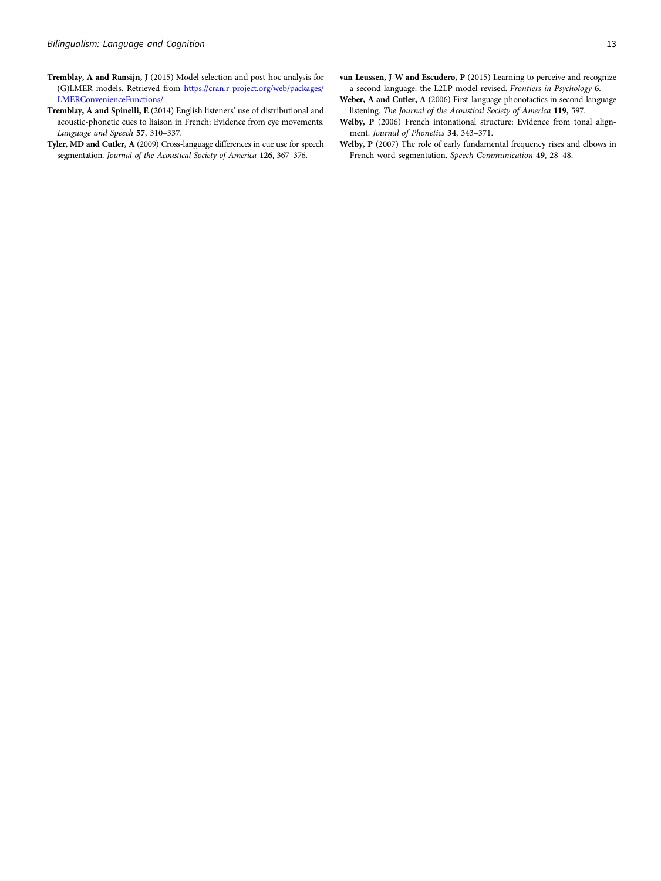**Tremblay, A and Ransijn, J** (2015) Model selection and post-hoc analysis for (G)LMER models. Retrieved from https://cran.r-project.org/web/packages/LMERConvenienceFunctions/

**Tremblay, A and Spinelli, E** (2014) English listeners' use of distributional and acoustic-phonetic cues to liaison in French: Evidence from eye movements. *Language and Speech* **57**, 310–337.

**Tyler, MD and Cutler, A** (2009) Cross-language differences in cue use for speech segmentation. *Journal of the Acoustical Society of America* **126**, 367–376.

**van Leussen, J-W and Escudero, P** (2015) Learning to perceive and recognize a second language: the L2LP model revised. *Frontiers in Psychology* **6**.

**Weber, A and Cutler, A** (2006) First-language phonotactics in second-language listening. *The Journal of the Acoustical Society of America* **119**, 597.

**Welby, P** (2006) French intonational structure: Evidence from tonal alignment. *Journal of Phonetics* **34**, 343–371.

**Welby, P** (2007) The role of early fundamental frequency rises and elbows in French word segmentation. *Speech Communication* **49**, 28–48.